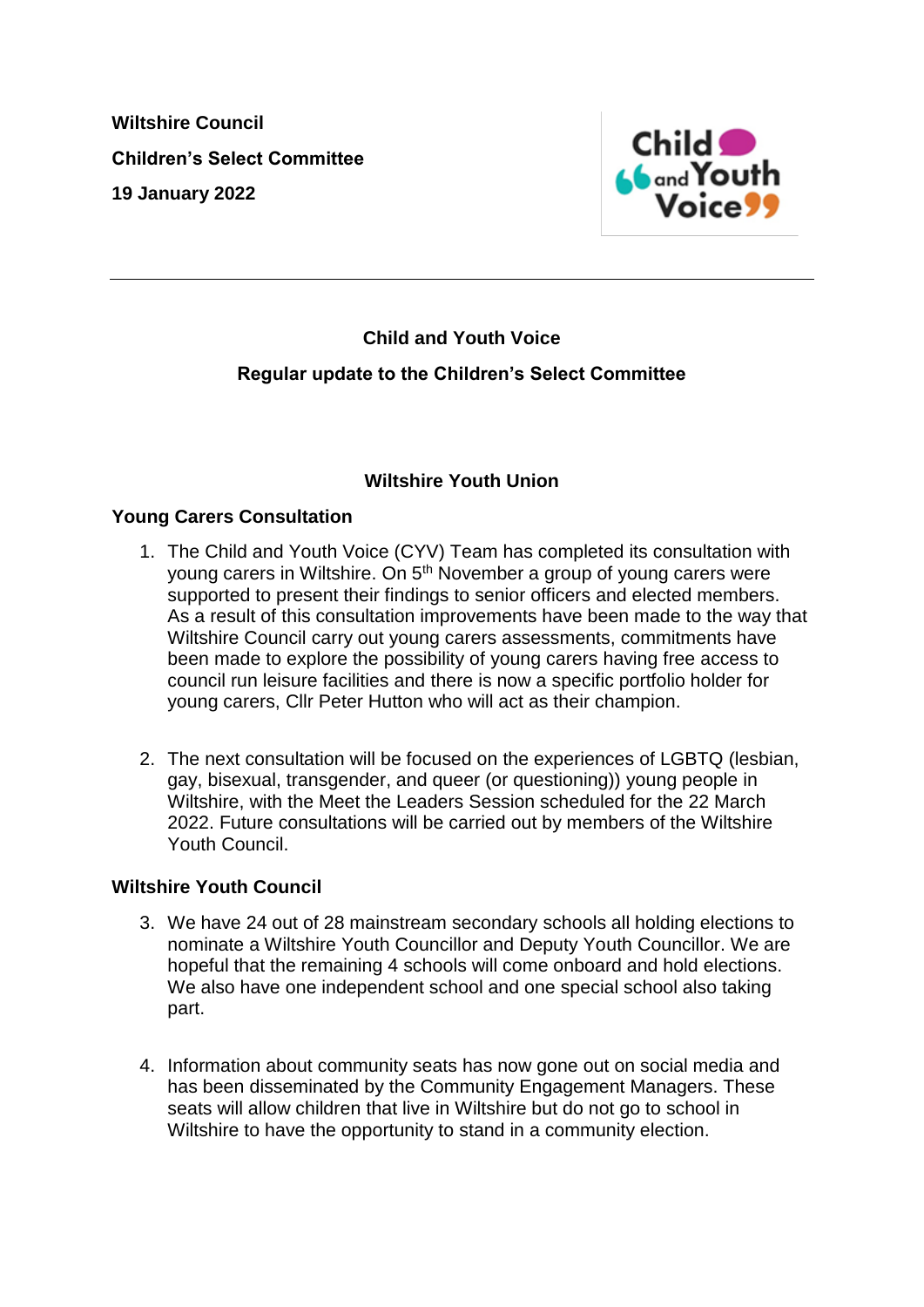**Wiltshire Council**

**Children's Select Committee**

**19 January 2022**

---

## Child and Youth Voice

## Regular update to the Children's Select Committee

### Wiltshire Youth Union

#### Young Carers Consultation

1. The Child and Youth Voice (CYV) Team has completed its consultation with young carers in Wiltshire. On 5th November a group of young carers were supported to present their findings to senior officers and elected members. As a result of this consultation improvements have been made to the way that Wiltshire Council carry out young carers assessments, commitments have been made to explore the possibility of young carers having free access to council run leisure facilities and there is now a specific portfolio holder for young carers, Cllr Peter Hutton who will act as their champion.

2. The next consultation will be focused on the experiences of LGBTQ (lesbian, gay, bisexual, transgender, and queer (or questioning)) young people in Wiltshire, with the Meet the Leaders Session scheduled for the 22 March 2022. Future consultations will be carried out by members of the Wiltshire Youth Council.

#### Wiltshire Youth Council

3. We have 24 out of 28 mainstream secondary schools all holding elections to nominate a Wiltshire Youth Councillor and Deputy Youth Councillor. We are hopeful that the remaining 4 schools will come onboard and hold elections. We also have one independent school and one special school also taking part.

4. Information about community seats has now gone out on social media and has been disseminated by the Community Engagement Managers. These seats will allow children that live in Wiltshire but do not go to school in Wiltshire to have the opportunity to stand in a community election.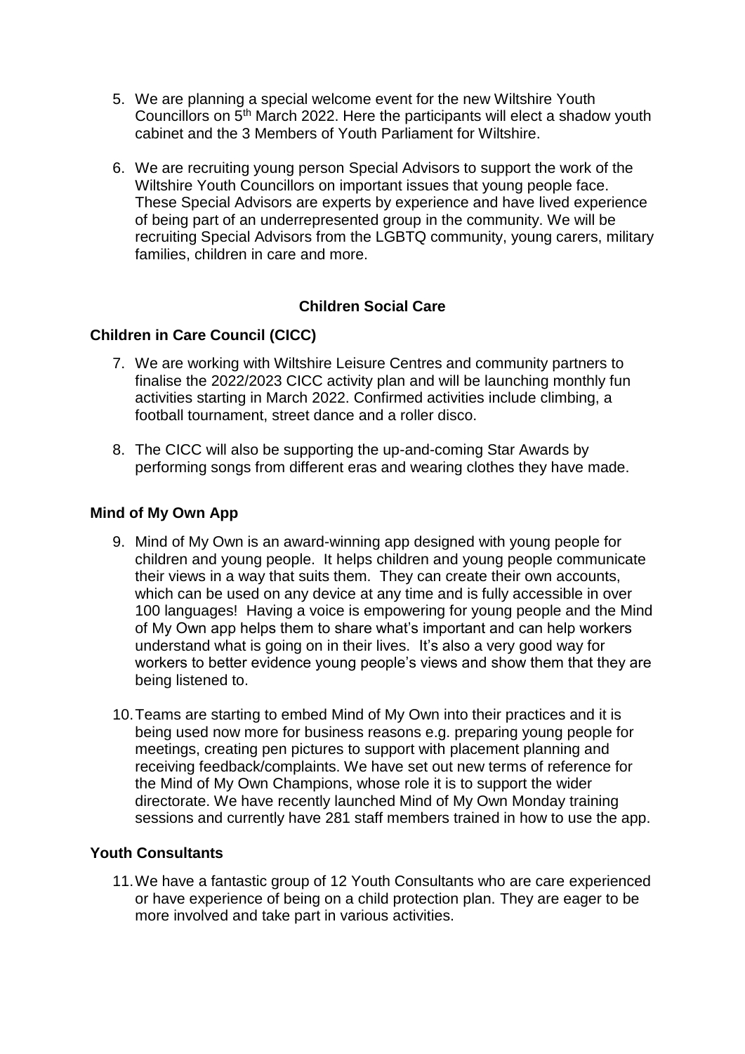5. We are planning a special welcome event for the new Wiltshire Youth Councillors on 5th March 2022. Here the participants will elect a shadow youth cabinet and the 3 Members of Youth Parliament for Wiltshire.

6. We are recruiting young person Special Advisors to support the work of the Wiltshire Youth Councillors on important issues that young people face. These Special Advisors are experts by experience and have lived experience of being part of an underrepresented group in the community. We will be recruiting Special Advisors from the LGBTQ community, young carers, military families, children in care and more.

## Children Social Care

### Children in Care Council (CICC)

7. We are working with Wiltshire Leisure Centres and community partners to finalise the 2022/2023 CICC activity plan and will be launching monthly fun activities starting in March 2022. Confirmed activities include climbing, a football tournament, street dance and a roller disco.

8. The CICC will also be supporting the up-and-coming Star Awards by performing songs from different eras and wearing clothes they have made.

### Mind of My Own App

9. Mind of My Own is an award-winning app designed with young people for children and young people. It helps children and young people communicate their views in a way that suits them. They can create their own accounts, which can be used on any device at any time and is fully accessible in over 100 languages! Having a voice is empowering for young people and the Mind of My Own app helps them to share what's important and can help workers understand what is going on in their lives. It's also a very good way for workers to better evidence young people's views and show them that they are being listened to.

10. Teams are starting to embed Mind of My Own into their practices and it is being used now more for business reasons e.g. preparing young people for meetings, creating pen pictures to support with placement planning and receiving feedback/complaints. We have set out new terms of reference for the Mind of My Own Champions, whose role it is to support the wider directorate. We have recently launched Mind of My Own Monday training sessions and currently have 281 staff members trained in how to use the app.

### Youth Consultants

11. We have a fantastic group of 12 Youth Consultants who are care experienced or have experience of being on a child protection plan. They are eager to be more involved and take part in various activities.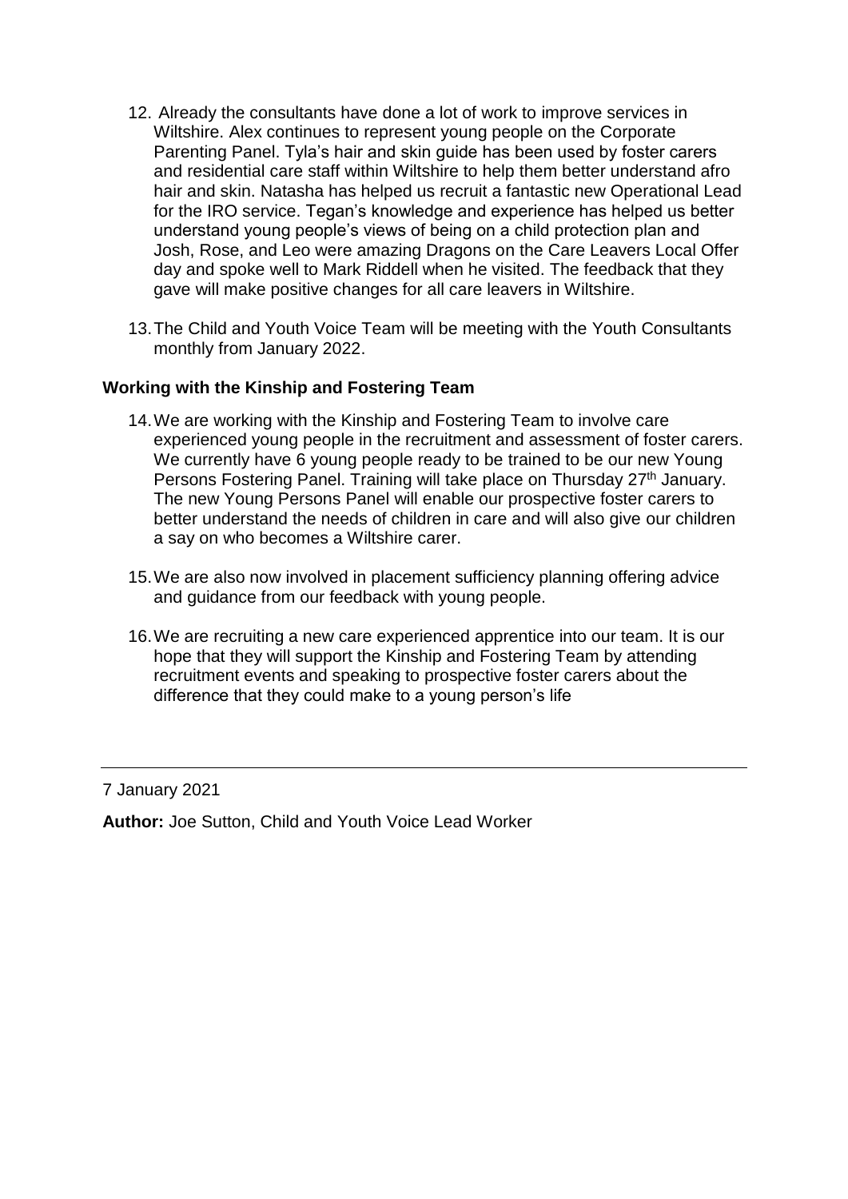12. Already the consultants have done a lot of work to improve services in Wiltshire. Alex continues to represent young people on the Corporate Parenting Panel. Tyla's hair and skin guide has been used by foster carers and residential care staff within Wiltshire to help them better understand afro hair and skin. Natasha has helped us recruit a fantastic new Operational Lead for the IRO service. Tegan's knowledge and experience has helped us better understand young people's views of being on a child protection plan and Josh, Rose, and Leo were amazing Dragons on the Care Leavers Local Offer day and spoke well to Mark Riddell when he visited. The feedback that they gave will make positive changes for all care leavers in Wiltshire.

13. The Child and Youth Voice Team will be meeting with the Youth Consultants monthly from January 2022.

**Working with the Kinship and Fostering Team**

14. We are working with the Kinship and Fostering Team to involve care experienced young people in the recruitment and assessment of foster carers. We currently have 6 young people ready to be trained to be our new Young Persons Fostering Panel. Training will take place on Thursday 27th January. The new Young Persons Panel will enable our prospective foster carers to better understand the needs of children in care and will also give our children a say on who becomes a Wiltshire carer.

15. We are also now involved in placement sufficiency planning offering advice and guidance from our feedback with young people.

16. We are recruiting a new care experienced apprentice into our team. It is our hope that they will support the Kinship and Fostering Team by attending recruitment events and speaking to prospective foster carers about the difference that they could make to a young person's life

---

7 January 2021

**Author:** Joe Sutton, Child and Youth Voice Lead Worker